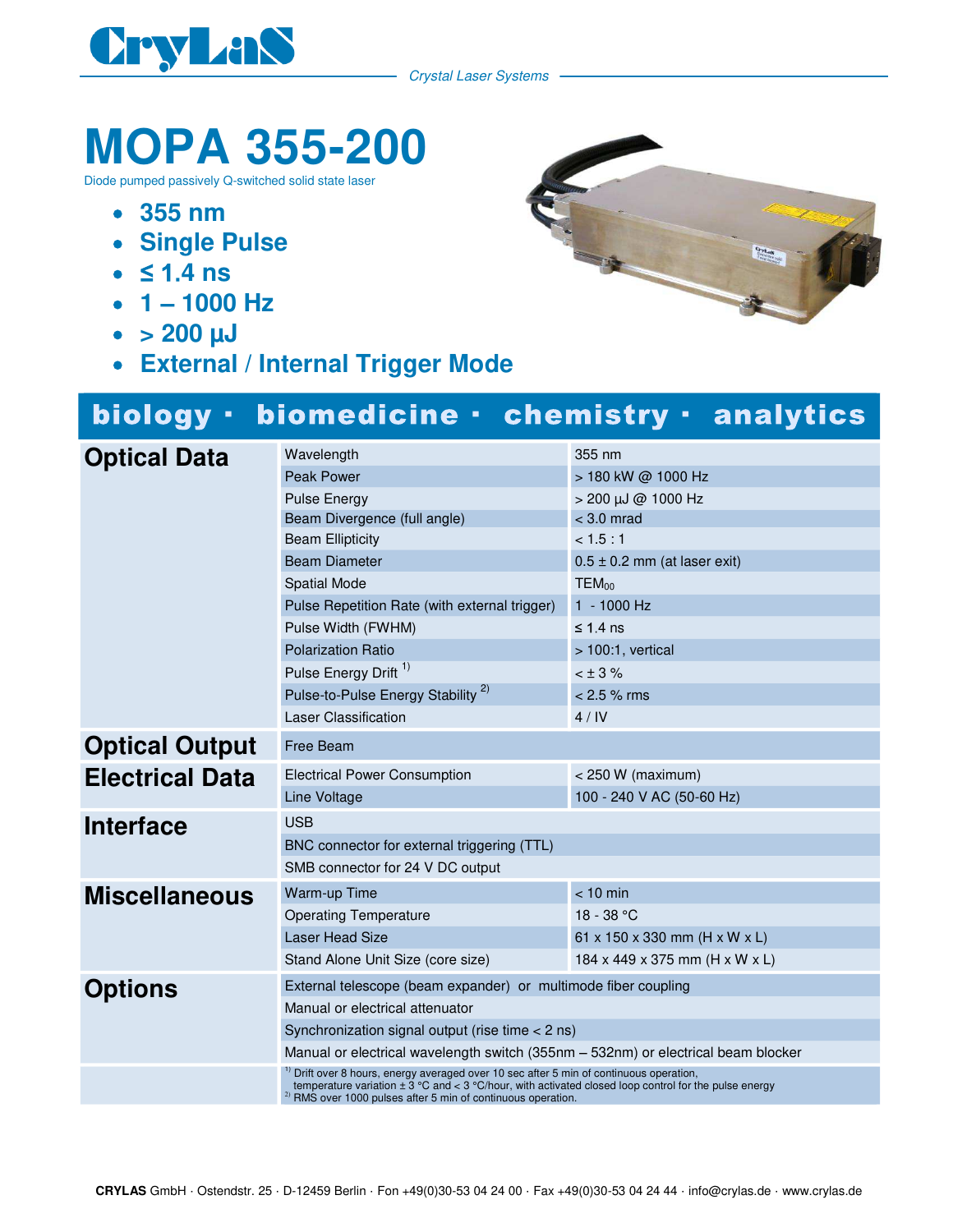# CryLaS

*Crystal Laser Systems*

# MOPA 355-200

Diode pumped passively Q-switched solid state laser

- **355 nm**
- **Single Pulse**
- **≤ 1.4 ns**
- **1 – 1000 Hz**
- **> 200 µJ**
- **External / Internal Trigger Mode**

**biology · biomedicine · chemistry · analytics**

| | | |
|---|---|---|
| **Optical Data** | Wavelength | 355 nm |
| | Peak Power | > 180 kW @ 1000 Hz |
| | Pulse Energy | > 200 µJ @ 1000 Hz |
| | Beam Divergence (full angle) | < 3.0 mrad |
| | Beam Ellipticity | < 1.5 : 1 |
| | Beam Diameter | 0.5 ± 0.2 mm (at laser exit) |
| | Spatial Mode | $TEM_{00}$ |
| | Pulse Repetition Rate (with external trigger) | 1 - 1000 Hz |
| | Pulse Width (FWHM) | ≤ 1.4 ns |
| | Polarization Ratio | > 100:1, vertical |
| | Pulse Energy Drift [1)] | < ± 3 % |
| | Pulse-to-Pulse Energy Stability [2)] | < 2.5 % rms |
| | Laser Classification | 4 / IV |
| **Optical Output** | Free Beam | |
| **Electrical Data** | Electrical Power Consumption | < 250 W (maximum) |
| | Line Voltage | 100 - 240 V AC (50-60 Hz) |
| **Interface** | USB | |
| | BNC connector for external triggering (TTL) | |
| | SMB connector for 24 V DC output | |
| **Miscellaneous** | Warm-up Time | < 10 min |
| | Operating Temperature | 18 - 38 °C |
| | Laser Head Size | 61 x 150 x 330 mm (H x W x L) |
| | Stand Alone Unit Size (core size) | 184 x 449 x 375 mm (H x W x L) |
| **Options** | External telescope (beam expander) or multimode fiber coupling | |
| | Manual or electrical attenuator | |
| | Synchronization signal output (rise time < 2 ns) | |
| | Manual or electrical wavelength switch (355nm – 532nm) or electrical beam blocker | |

[1)] Drift over 8 hours, energy averaged over 10 sec after 5 min of continuous operation, temperature variation ± 3 °C and < 3 °C/hour, with activated closed loop control for the pulse energy
[2)] RMS over 1000 pulses after 5 min of continuous operation.

**CRYLAS** GmbH · Ostendstr. 25 · D-12459 Berlin · Fon +49(0)30-53 04 24 00 · Fax +49(0)30-53 04 24 44 · info@crylas.de · www.crylas.de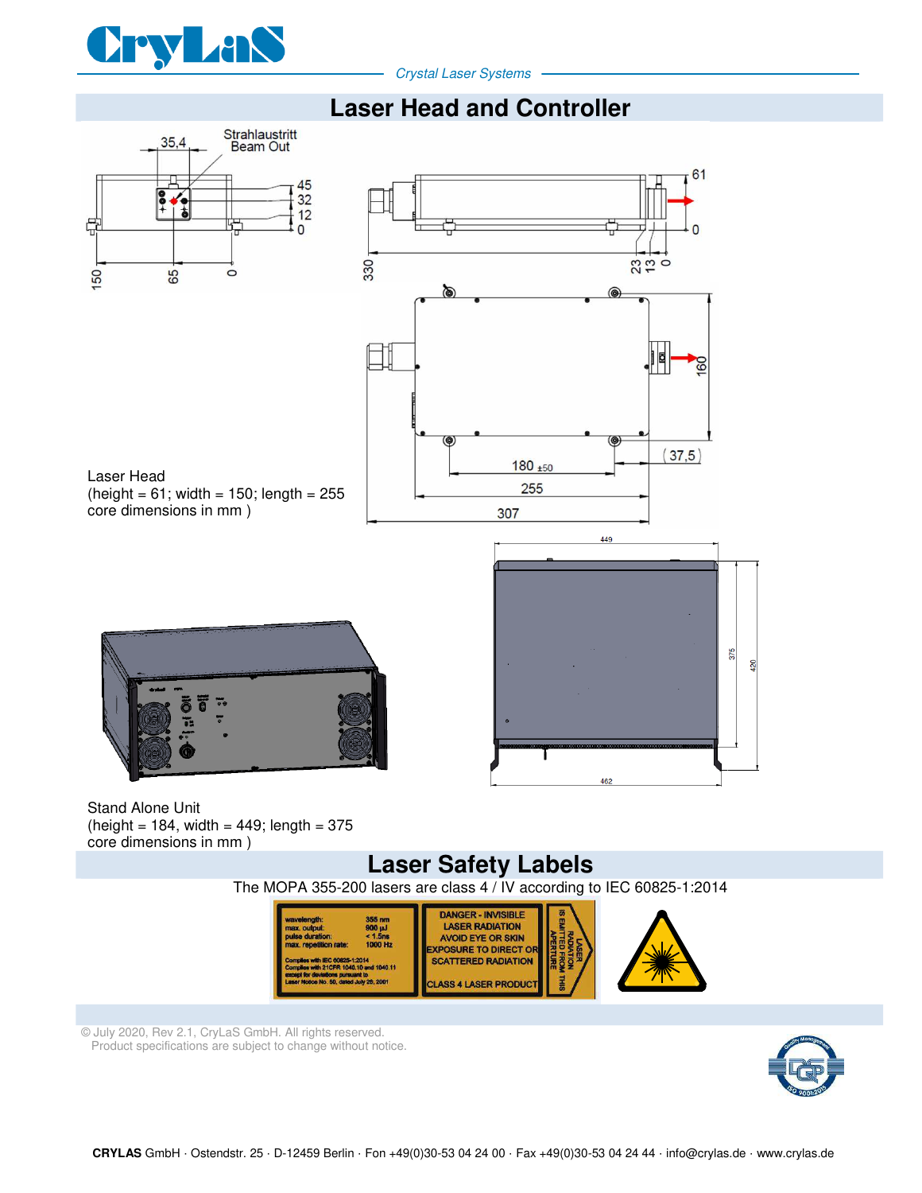## Laser Head and Controller

Strahlaustritt
Beam Out

Laser Head
(height = 61; width = 150; length = 255
core dimensions in mm )

Stand Alone Unit
(height = 184, width = 449; length = 375
core dimensions in mm )

## Laser Safety Labels

The MOPA 355-200 lasers are class 4 / IV according to IEC 60825-1:2014

wavelength: 355 nm
max. output: 900 µJ
pulse duration: < 1.5ns
max. repetition rate: 1000 Hz
Complies with IEC 60825-1:2014
Complies with 21CFR 1040.10 and 1040.11 except for deviations pursuant to Laser Notice No. 50, dated July 26, 2001

DANGER - INVISIBLE LASER RADIATION
AVOID EYE OR SKIN EXPOSURE TO DIRECT OR SCATTERED RADIATION
CLASS 4 LASER PRODUCT

LASER RADIATION IS EMITTED FROM THIS APERTURE

© July 2020, Rev 2.1, CryLaS GmbH. All rights reserved.
Product specifications are subject to change without notice.

**CRYLAS** GmbH · Ostendstr. 25 · D-12459 Berlin · Fon +49(0)30-53 04 24 00 · Fax +49(0)30-53 04 24 44 · info@crylas.de · www.crylas.de